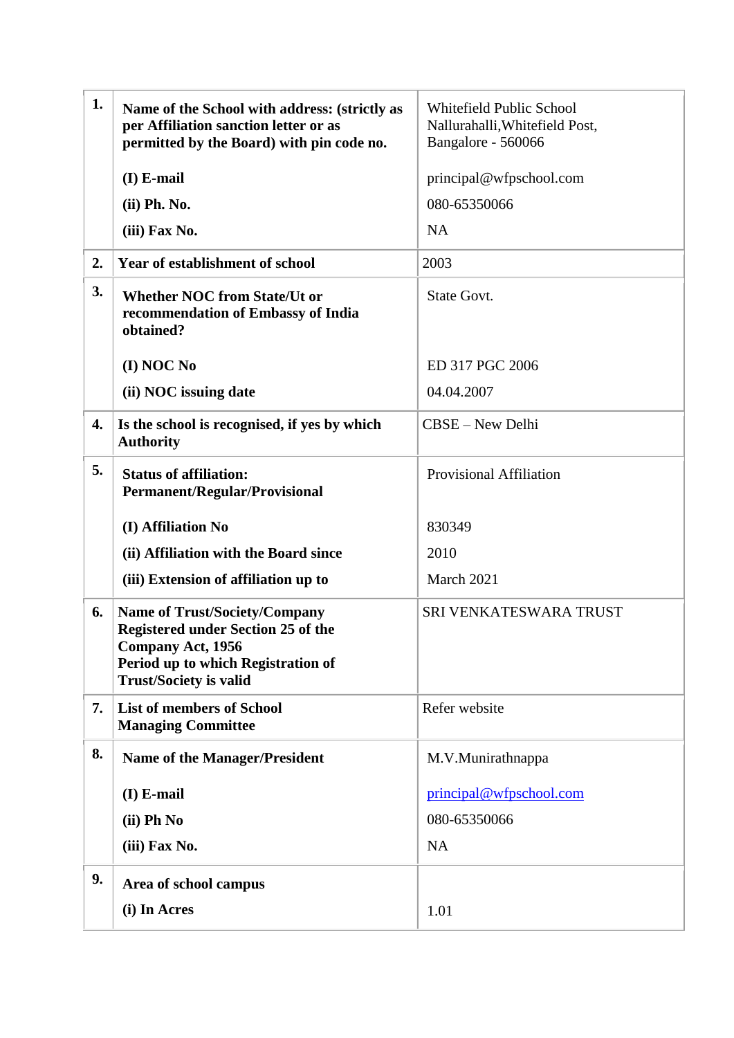| | | |
|---|---|---|
| **1.** | **Name of the School with address: (strictly as per Affiliation sanction letter or as permitted by the Board) with pin code no.**<br><br>**(I) E-mail**<br>**(ii) Ph. No.**<br>**(iii) Fax No.** | Whitefield Public School<br>Nallurahalli,Whitefield Post,<br>Bangalore - 560066<br><br>principal@wfpschool.com<br>080-65350066<br>NA |
| **2.** | **Year of establishment of school** | 2003 |
| **3.** | **Whether NOC from State/Ut or recommendation of Embassy of India obtained?**<br><br>**(I) NOC No**<br>**(ii) NOC issuing date** | State Govt.<br><br>ED 317 PGC 2006<br>04.04.2007 |
| **4.** | **Is the school is recognised, if yes by which Authority** | CBSE – New Delhi |
| **5.** | **Status of affiliation: Permanent/Regular/Provisional**<br><br>**(I) Affiliation No**<br>**(ii) Affiliation with the Board since**<br>**(iii) Extension of affiliation up to** | Provisional Affiliation<br><br>830349<br>2010<br>March 2021 |
| **6.** | **Name of Trust/Society/Company Registered under Section 25 of the Company Act, 1956**<br>**Period up to which Registration of Trust/Society is valid** | SRI VENKATESWARA TRUST |
| **7.** | **List of members of School Managing Committee** | Refer website |
| **8.** | **Name of the Manager/President**<br><br>**(I) E-mail**<br>**(ii) Ph No**<br>**(iii) Fax No.** | M.V.Munirathnappa<br><br>principal@wfpschool.com<br>080-65350066<br>NA |
| **9.** | **Area of school campus**<br>**(i) In Acres** | <br>1.01 |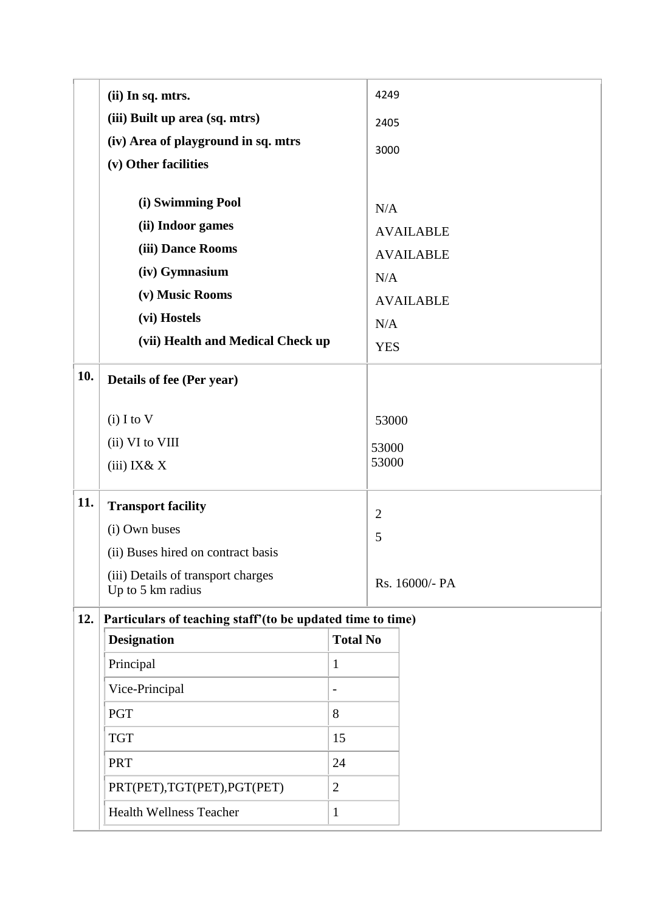| | | |
|---|---|---|
| | **(ii) In sq. mtrs.** | 4249 |
| | **(iii) Built up area (sq. mtrs)** | 2405 |
| | **(iv) Area of playground in sq. mtrs** | 3000 |
| | **(v) Other facilities** | |
| | **(i) Swimming Pool** | N/A |
| | **(ii) Indoor games** | AVAILABLE |
| | **(iii) Dance Rooms** | AVAILABLE |
| | **(iv) Gymnasium** | N/A |
| | **(v) Music Rooms** | AVAILABLE |
| | **(vi) Hostels** | N/A |
| | **(vii) Health and Medical Check up** | YES |
| **10.** | **Details of fee (Per year)** | |
| | (i) I to V | 53000 |
| | (ii) VI to VIII | 53000 |
| | (iii) IX& X | 53000 |
| **11.** | **Transport facility** | |
| | (i) Own buses | 2 |
| | (ii) Buses hired on contract basis | 5 |
| | (iii) Details of transport charges Up to 5 km radius | Rs. 16000/- PA |

**12. Particulars of teaching staff'(to be updated time to time)**

| **Designation** | **Total No** |
|---|---|
| Principal | 1 |
| Vice-Principal | - |
| PGT | 8 |
| TGT | 15 |
| PRT | 24 |
| PRT(PET),TGT(PET),PGT(PET) | 2 |
| Health Wellness Teacher | 1 |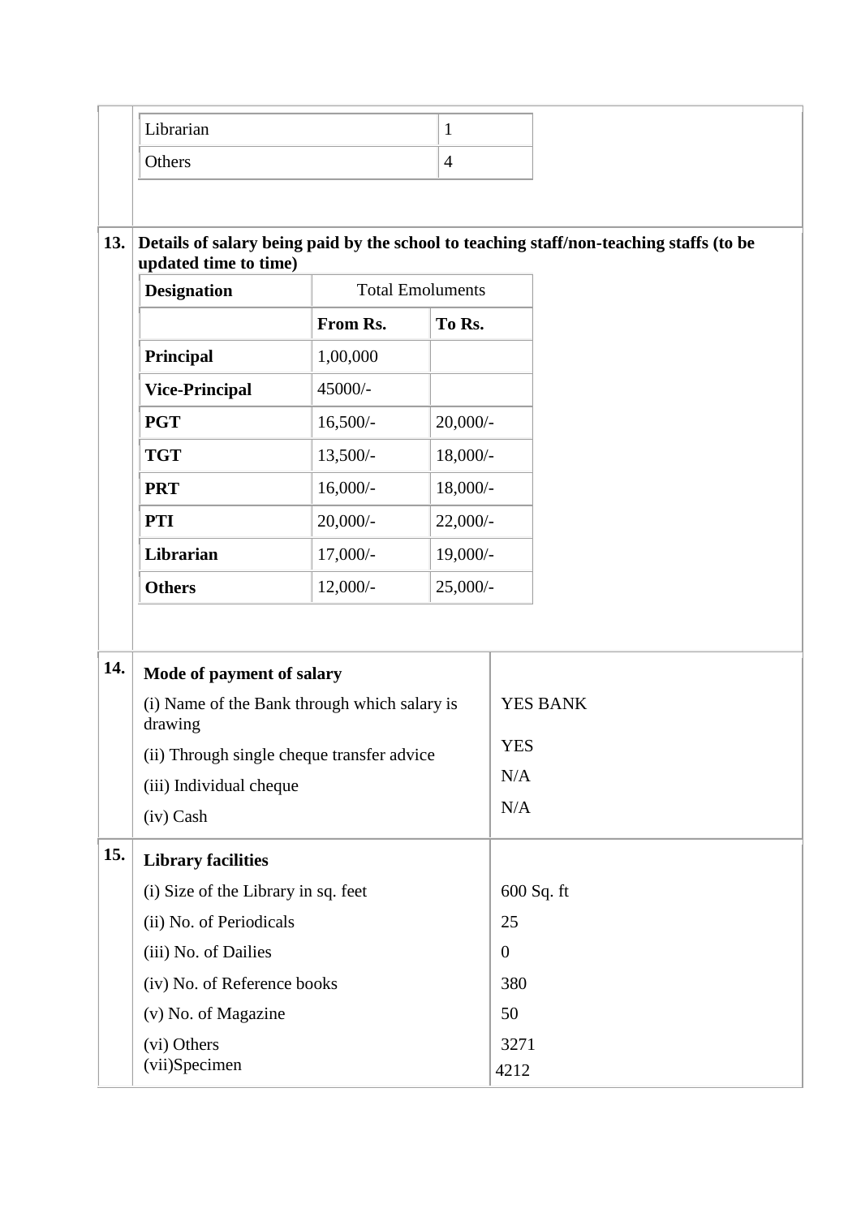| | |
|---|---|
| Librarian | 1 |
| Others | 4 |

**13. Details of salary being paid by the school to teaching staff/non-teaching staffs (to be updated time to time)**

| **Designation** | Total Emoluments | |
|---|---|---|
| | **From Rs.** | **To Rs.** |
| **Principal** | 1,00,000 | |
| **Vice-Principal** | 45000/- | |
| **PGT** | 16,500/- | 20,000/- |
| **TGT** | 13,500/- | 18,000/- |
| **PRT** | 16,000/- | 18,000/- |
| **PTI** | 20,000/- | 22,000/- |
| **Librarian** | 17,000/- | 19,000/- |
| **Others** | 12,000/- | 25,000/- |

**14. Mode of payment of salary**

| | |
|---|---|
| (i) Name of the Bank through which salary is drawing | YES BANK |
| (ii) Through single cheque transfer advice | YES |
| (iii) Individual cheque | N/A |
| (iv) Cash | N/A |

**15. Library facilities**

| | |
|---|---|
| (i) Size of the Library in sq. feet | 600 Sq. ft |
| (ii) No. of Periodicals | 25 |
| (iii) No. of Dailies | 0 |
| (iv) No. of Reference books | 380 |
| (v) No. of Magazine | 50 |
| (vi) Others | 3271 |
| (vii)Specimen | 4212 |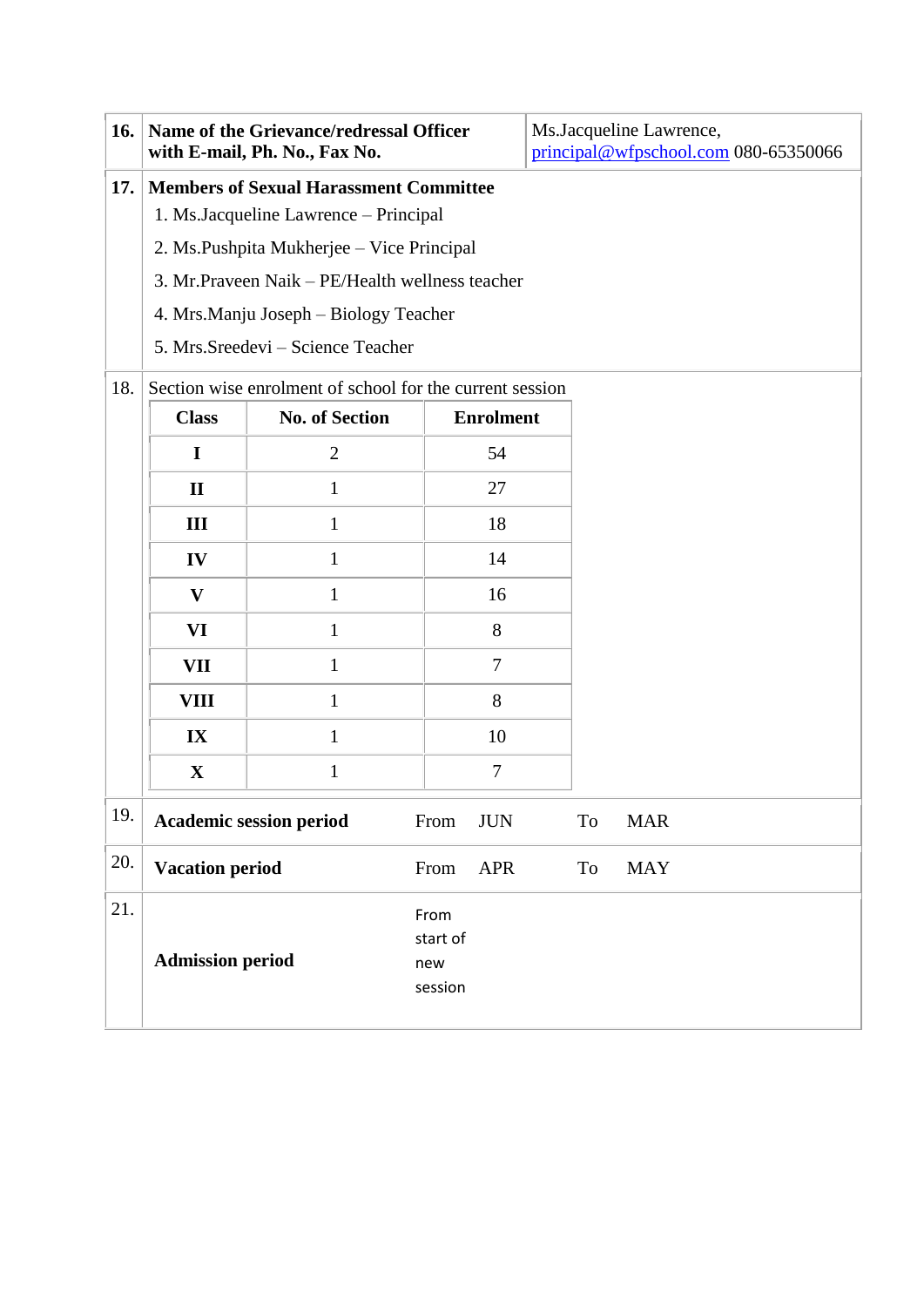| | | |
|---|---|---|
| **16.** | **Name of the Grievance/redressal Officer with E-mail, Ph. No., Fax No.** | Ms.Jacqueline Lawrence, principal@wfpschool.com 080-65350066 |

**17. Members of Sexual Harassment Committee**

1. Ms.Jacqueline Lawrence – Principal
2. Ms.Pushpita Mukherjee – Vice Principal
3. Mr.Praveen Naik – PE/Health wellness teacher
4. Mrs.Manju Joseph – Biology Teacher
5. Mrs.Sreedevi – Science Teacher

18. Section wise enrolment of school for the current session

| Class | No. of Section | Enrolment |
|---|---|---|
| **I** | 2 | 54 |
| **II** | 1 | 27 |
| **III** | 1 | 18 |
| **IV** | 1 | 14 |
| **V** | 1 | 16 |
| **VI** | 1 | 8 |
| **VII** | 1 | 7 |
| **VIII** | 1 | 8 |
| **IX** | 1 | 10 |
| **X** | 1 | 7 |

| | | | | | |
|---|---|---|---|---|---|
| 19. | **Academic session period** | From | JUN | To | MAR |
| 20. | **Vacation period** | From | APR | To | MAY |
| 21. | **Admission period** | From start of new session | | | |